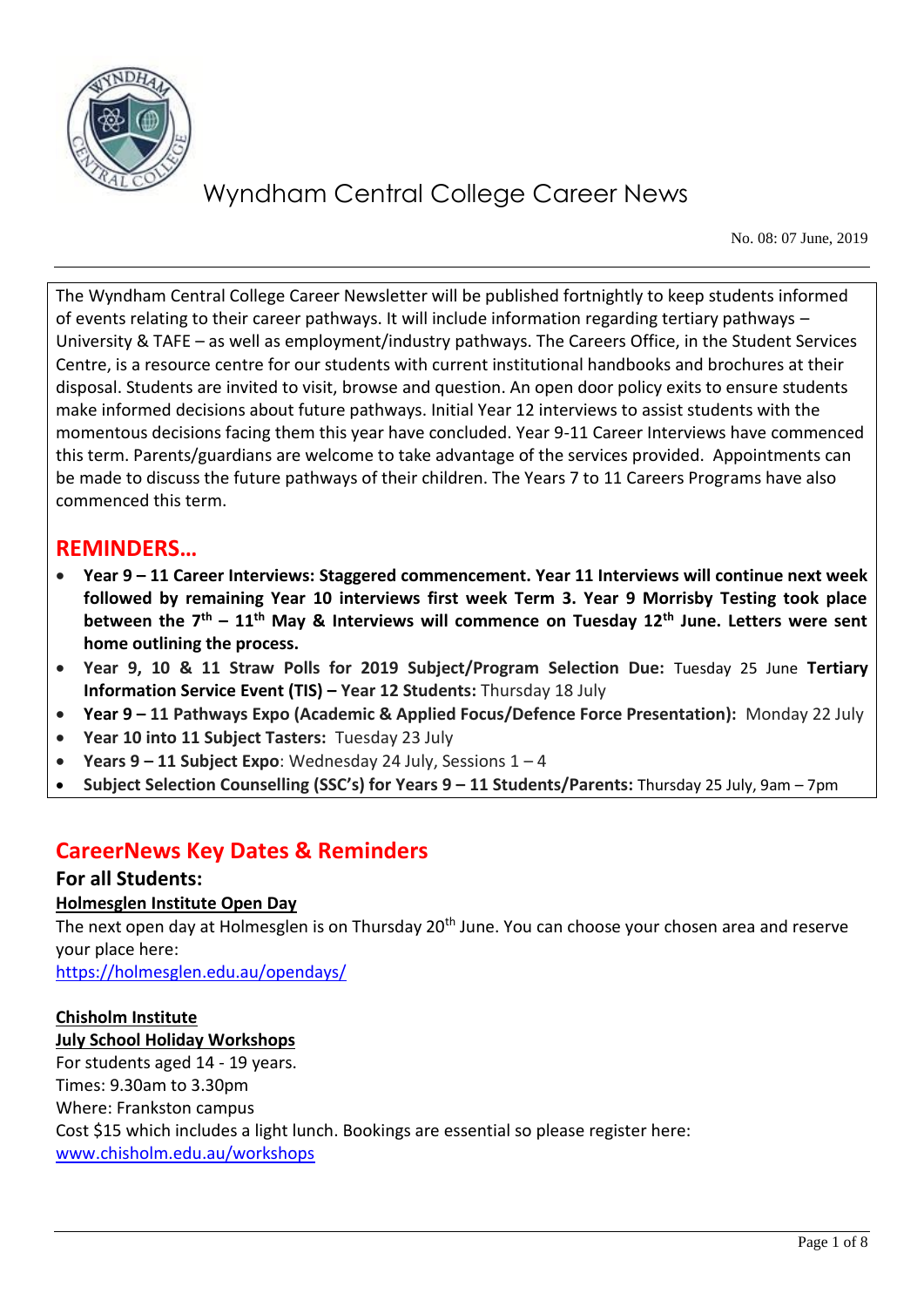# Wyndham Central College Career News

No. 08: 07 June, 2019

The Wyndham Central College Career Newsletter will be published fortnightly to keep students informed of events relating to their career pathways. It will include information regarding tertiary pathways – University & TAFE – as well as employment/industry pathways. The Careers Office, in the Student Services Centre, is a resource centre for our students with current institutional handbooks and brochures at their disposal. Students are invited to visit, browse and question. An open door policy exits to ensure students make informed decisions about future pathways. Initial Year 12 interviews to assist students with the momentous decisions facing them this year have concluded. Year 9-11 Career Interviews have commenced this term. Parents/guardians are welcome to take advantage of the services provided. Appointments can be made to discuss the future pathways of their children. The Years 7 to 11 Careers Programs have also commenced this term.

## REMINDERS…

- **Year 9 – 11 Career Interviews: Staggered commencement. Year 11 Interviews will continue next week followed by remaining Year 10 interviews first week Term 3. Year 9 Morrisby Testing took place between the 7th – 11th May & Interviews will commence on Tuesday 12th June. Letters were sent home outlining the process.**
- **Year 9, 10 & 11 Straw Polls for 2019 Subject/Program Selection Due:** Tuesday 25 June **Tertiary Information Service Event (TIS) – Year 12 Students:** Thursday 18 July
- **Year 9 – 11 Pathways Expo (Academic & Applied Focus/Defence Force Presentation):** Monday 22 July
- **Year 10 into 11 Subject Tasters:** Tuesday 23 July
- **Years 9 – 11 Subject Expo**: Wednesday 24 July, Sessions 1 – 4
- **Subject Selection Counselling (SSC's) for Years 9 – 11 Students/Parents:** Thursday 25 July, 9am – 7pm

## CareerNews Key Dates & Reminders

### For all Students:

**Holmesglen Institute Open Day**

The next open day at Holmesglen is on Thursday 20th June. You can choose your chosen area and reserve your place here:
https://holmesglen.edu.au/opendays/

**Chisholm Institute**

**July School Holiday Workshops**

For students aged 14 - 19 years.
Times: 9.30am to 3.30pm
Where: Frankston campus
Cost $15 which includes a light lunch. Bookings are essential so please register here:
www.chisholm.edu.au/workshops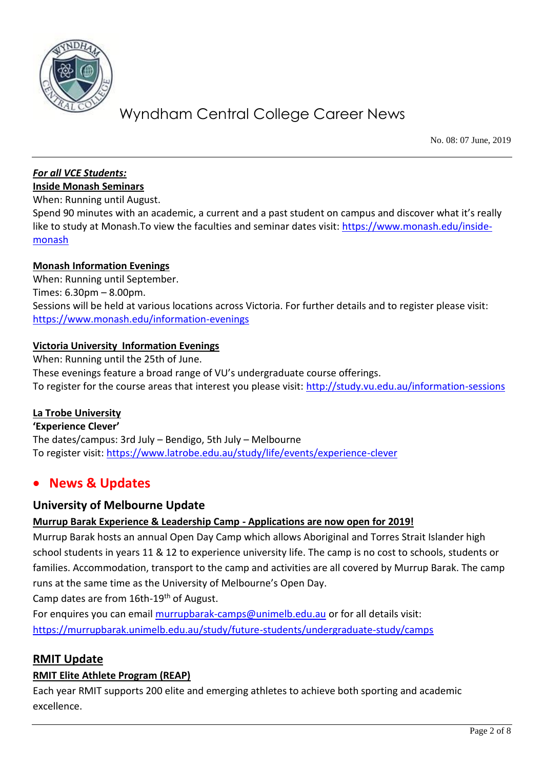# Wyndham Central College Career News

No. 08: 07 June, 2019

***For all VCE Students:***

**Inside Monash Seminars**

When: Running until August.

Spend 90 minutes with an academic, a current and a past student on campus and discover what it's really like to study at Monash.To view the faculties and seminar dates visit: https://www.monash.edu/inside-monash

**Monash Information Evenings**

When: Running until September.

Times: 6.30pm – 8.00pm.

Sessions will be held at various locations across Victoria. For further details and to register please visit: https://www.monash.edu/information-evenings

**Victoria University Information Evenings**

When: Running until the 25th of June.

These evenings feature a broad range of VU's undergraduate course offerings.

To register for the course areas that interest you please visit: http://study.vu.edu.au/information-sessions

**La Trobe University**

**'Experience Clever'**

The dates/campus: 3rd July – Bendigo, 5th July – Melbourne

To register visit: https://www.latrobe.edu.au/study/life/events/experience-clever

## • News & Updates

### University of Melbourne Update

**Murrup Barak Experience & Leadership Camp - Applications are now open for 2019!**

Murrup Barak hosts an annual Open Day Camp which allows Aboriginal and Torres Strait Islander high school students in years 11 & 12 to experience university life. The camp is no cost to schools, students or families. Accommodation, transport to the camp and activities are all covered by Murrup Barak. The camp runs at the same time as the University of Melbourne's Open Day.

Camp dates are from 16th-19th of August.

For enquires you can email murrupbarak-camps@unimelb.edu.au or for all details visit: https://murrupbarak.unimelb.edu.au/study/future-students/undergraduate-study/camps

### RMIT Update

**RMIT Elite Athlete Program (REAP)**

Each year RMIT supports 200 elite and emerging athletes to achieve both sporting and academic excellence.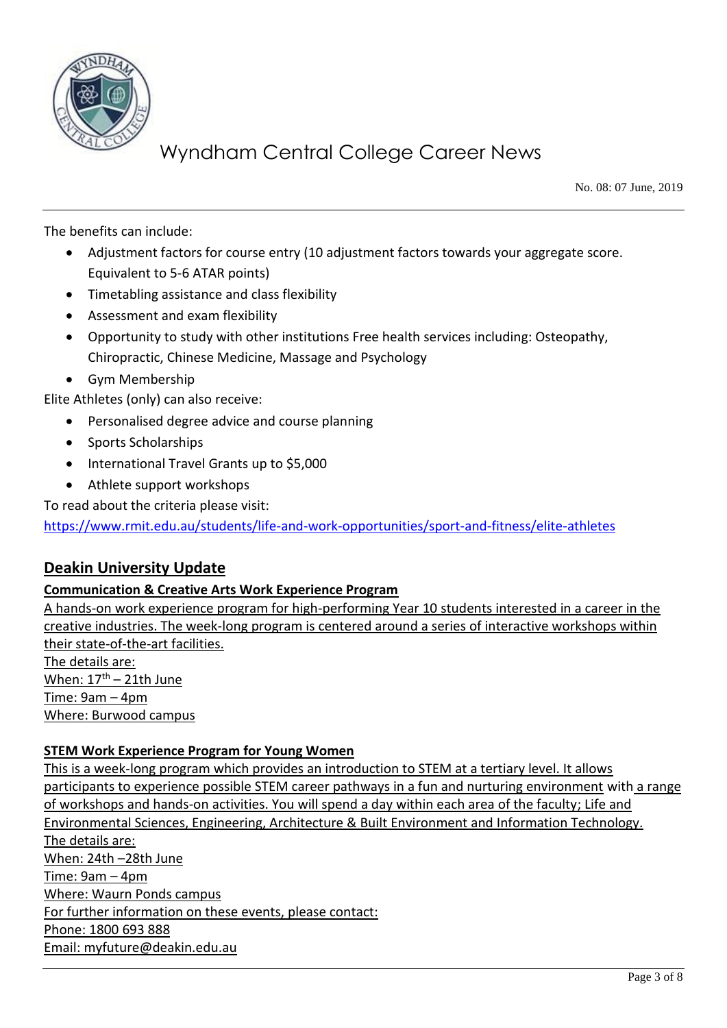The benefits can include:

- Adjustment factors for course entry (10 adjustment factors towards your aggregate score. Equivalent to 5-6 ATAR points)
- Timetabling assistance and class flexibility
- Assessment and exam flexibility
- Opportunity to study with other institutions Free health services including: Osteopathy, Chiropractic, Chinese Medicine, Massage and Psychology
- Gym Membership

Elite Athletes (only) can also receive:

- Personalised degree advice and course planning
- Sports Scholarships
- International Travel Grants up to $5,000
- Athlete support workshops

To read about the criteria please visit:
https://www.rmit.edu.au/students/life-and-work-opportunities/sport-and-fitness/elite-athletes

## Deakin University Update

### Communication & Creative Arts Work Experience Program

A hands-on work experience program for high-performing Year 10 students interested in a career in the creative industries. The week-long program is centered around a series of interactive workshops within their state-of-the-art facilities.

The details are:
When: 17th – 21th June
Time: 9am – 4pm
Where: Burwood campus

### STEM Work Experience Program for Young Women

This is a week-long program which provides an introduction to STEM at a tertiary level. It allows participants to experience possible STEM career pathways in a fun and nurturing environment with a range of workshops and hands-on activities. You will spend a day within each area of the faculty; Life and Environmental Sciences, Engineering, Architecture & Built Environment and Information Technology.

The details are:
When: 24th –28th June
Time: 9am – 4pm
Where: Waurn Ponds campus

For further information on these events, please contact:
Phone: 1800 693 888
Email: myfuture@deakin.edu.au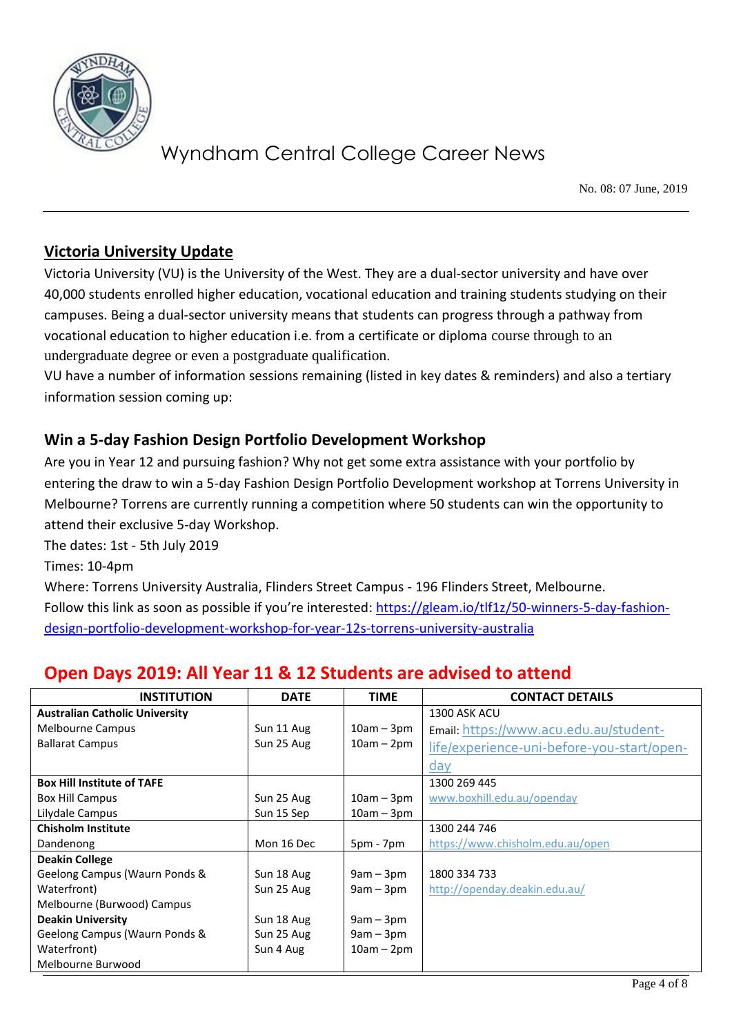# Wyndham Central College Career News

No. 08: 07 June, 2019

## Victoria University Update

Victoria University (VU) is the University of the West. They are a dual-sector university and have over 40,000 students enrolled higher education, vocational education and training students studying on their campuses. Being a dual-sector university means that students can progress through a pathway from vocational education to higher education i.e. from a certificate or diploma course through to an undergraduate degree or even a postgraduate qualification.

VU have a number of information sessions remaining (listed in key dates & reminders) and also a tertiary information session coming up:

### Win a 5-day Fashion Design Portfolio Development Workshop

Are you in Year 12 and pursuing fashion? Why not get some extra assistance with your portfolio by entering the draw to win a 5-day Fashion Design Portfolio Development workshop at Torrens University in Melbourne? Torrens are currently running a competition where 50 students can win the opportunity to attend their exclusive 5-day Workshop.

The dates: 1st - 5th July 2019

Times: 10-4pm

Where: Torrens University Australia, Flinders Street Campus - 196 Flinders Street, Melbourne.

Follow this link as soon as possible if you're interested: https://gleam.io/tlf1z/50-winners-5-day-fashion-design-portfolio-development-workshop-for-year-12s-torrens-university-australia

## Open Days 2019: All Year 11 & 12 Students are advised to attend

| INSTITUTION | DATE | TIME | CONTACT DETAILS |
|---|---|---|---|
| **Australian Catholic University**<br>Melbourne Campus<br>Ballarat Campus | <br>Sun 11 Aug<br>Sun 25 Aug | <br>10am – 3pm<br>10am – 2pm | 1300 ASK ACU<br>Email: https://www.acu.edu.au/student-life/experience-uni-before-you-start/open-day |
| **Box Hill Institute of TAFE**<br>Box Hill Campus<br>Lilydale Campus | <br>Sun 25 Aug<br>Sun 15 Sep | <br>10am – 3pm<br>10am – 3pm | 1300 269 445<br>www.boxhill.edu.au/openday |
| **Chisholm Institute**<br>Dandenong | <br>Mon 16 Dec | <br>5pm - 7pm | 1300 244 746<br>https://www.chisholm.edu.au/open |
| **Deakin College**<br>Geelong Campus (Waurn Ponds & Waterfront)<br>Melbourne (Burwood) Campus<br>**Deakin University**<br>Geelong Campus (Waurn Ponds & Waterfront)<br>Melbourne Burwood | <br>Sun 18 Aug<br>Sun 25 Aug<br><br>Sun 18 Aug<br>Sun 25 Aug<br>Sun 4 Aug | <br>9am – 3pm<br>9am – 3pm<br><br>9am – 3pm<br>9am – 3pm<br>10am – 2pm | 1800 334 733<br>http://openday.deakin.edu.au/ |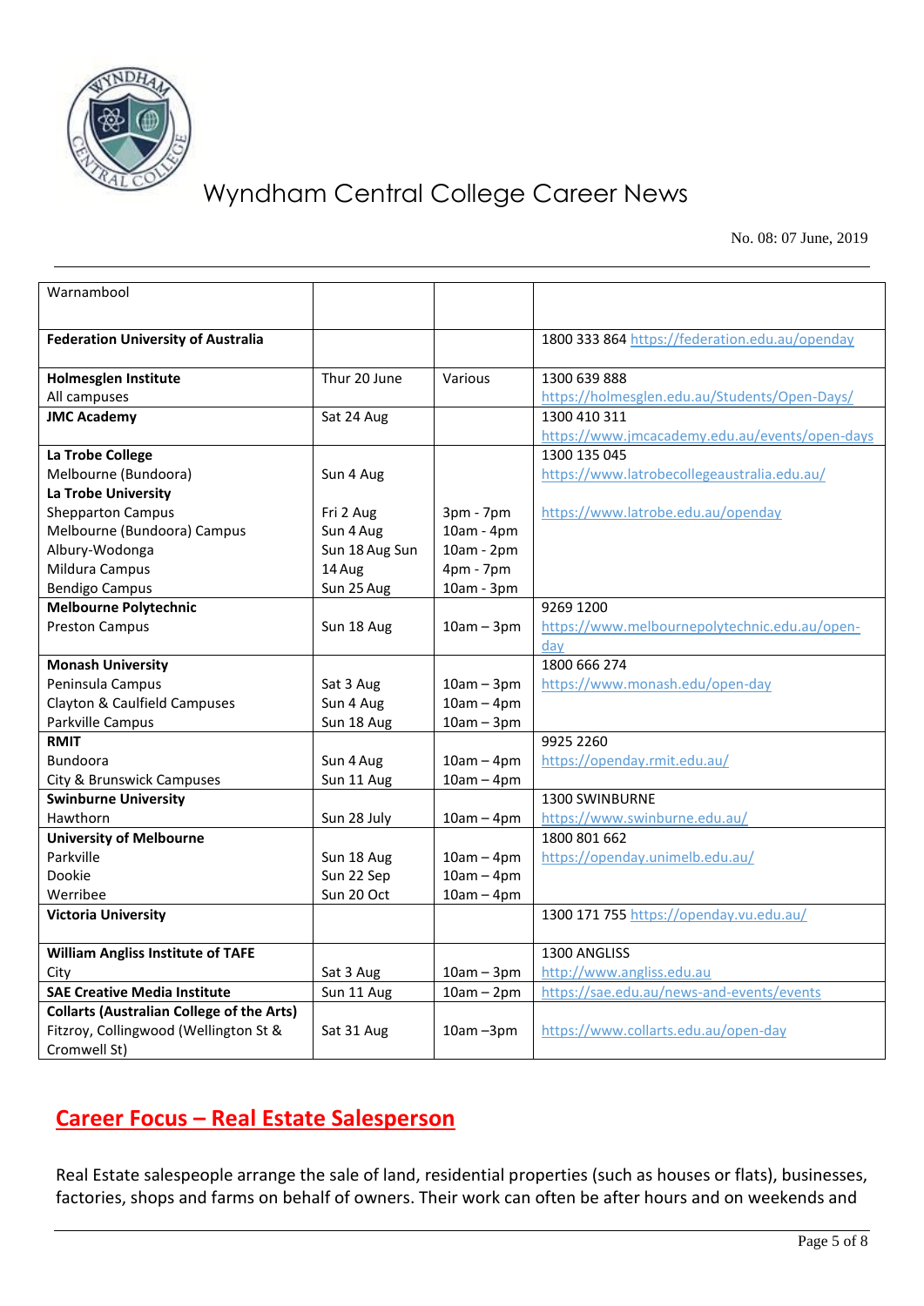| Warnambool | | | |
|---|---|---|---|
| **Federation University of Australia** | | | 1800 333 864 https://federation.edu.au/openday |
| **Holmesglen Institute**<br>All campuses | Thur 20 June | Various | 1300 639 888<br>https://holmesglen.edu.au/Students/Open-Days/ |
| **JMC Academy** | Sat 24 Aug | | 1300 410 311<br>https://www.jmcacademy.edu.au/events/open-days |
| **La Trobe College**<br>Melbourne (Bundoora)<br>**La Trobe University**<br>Shepparton Campus<br>Melbourne (Bundoora) Campus<br>Albury-Wodonga<br>Mildura Campus<br>Bendigo Campus | <br>Sun 4 Aug<br><br>Fri 2 Aug<br>Sun 4 Aug<br>Sun 18 Aug Sun<br>14 Aug<br>Sun 25 Aug | <br><br><br>3pm - 7pm<br>10am - 4pm<br>10am - 2pm<br>4pm - 7pm<br>10am - 3pm | 1300 135 045<br>https://www.latrobecollegeaustralia.edu.au/<br><br>https://www.latrobe.edu.au/openday |
| **Melbourne Polytechnic**<br>Preston Campus | <br>Sun 18 Aug | <br>10am – 3pm | 9269 1200<br>https://www.melbournepolytechnic.edu.au/open-day |
| **Monash University**<br>Peninsula Campus<br>Clayton & Caulfield Campuses<br>Parkville Campus | <br>Sat 3 Aug<br>Sun 4 Aug<br>Sun 18 Aug | <br>10am – 3pm<br>10am – 4pm<br>10am – 3pm | 1800 666 274<br>https://www.monash.edu/open-day |
| **RMIT**<br>Bundoora<br>City & Brunswick Campuses | <br>Sun 4 Aug<br>Sun 11 Aug | <br>10am – 4pm<br>10am – 4pm | 9925 2260<br>https://openday.rmit.edu.au/ |
| **Swinburne University**<br>Hawthorn | <br>Sun 28 July | <br>10am – 4pm | 1300 SWINBURNE<br>https://www.swinburne.edu.au/ |
| **University of Melbourne**<br>Parkville<br>Dookie<br>Werribee | <br>Sun 18 Aug<br>Sun 22 Sep<br>Sun 20 Oct | <br>10am – 4pm<br>10am – 4pm<br>10am – 4pm | 1800 801 662<br>https://openday.unimelb.edu.au/ |
| **Victoria University** | | | 1300 171 755 https://openday.vu.edu.au/ |
| **William Angliss Institute of TAFE**<br>City | <br>Sat 3 Aug | <br>10am – 3pm | 1300 ANGLISS<br>http://www.angliss.edu.au |
| **SAE Creative Media Institute** | Sun 11 Aug | 10am – 2pm | https://sae.edu.au/news-and-events/events |
| **Collarts (Australian College of the Arts)**<br>Fitzroy, Collingwood (Wellington St & Cromwell St) | Sat 31 Aug | 10am –3pm | https://www.collarts.edu.au/open-day |

## Career Focus – Real Estate Salesperson

Real Estate salespeople arrange the sale of land, residential properties (such as houses or flats), businesses, factories, shops and farms on behalf of owners. Their work can often be after hours and on weekends and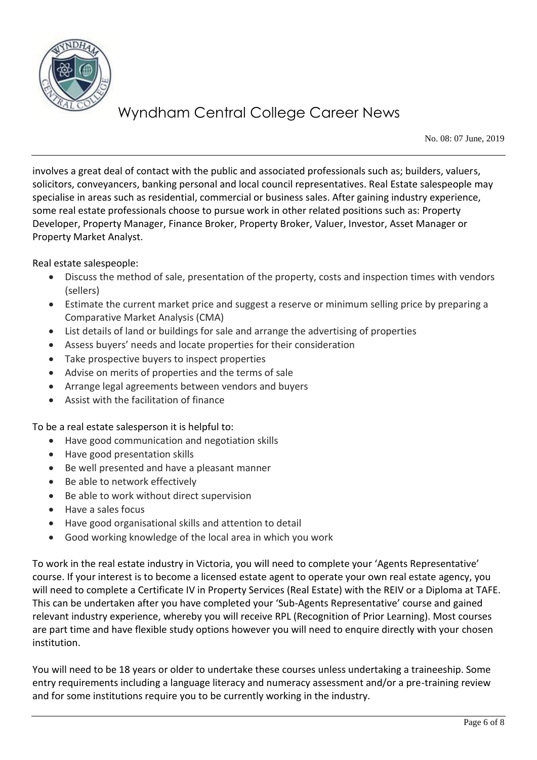involves a great deal of contact with the public and associated professionals such as; builders, valuers, solicitors, conveyancers, banking personal and local council representatives. Real Estate salespeople may specialise in areas such as residential, commercial or business sales. After gaining industry experience, some real estate professionals choose to pursue work in other related positions such as: Property Developer, Property Manager, Finance Broker, Property Broker, Valuer, Investor, Asset Manager or Property Market Analyst.

Real estate salespeople:

- Discuss the method of sale, presentation of the property, costs and inspection times with vendors (sellers)
- Estimate the current market price and suggest a reserve or minimum selling price by preparing a Comparative Market Analysis (CMA)
- List details of land or buildings for sale and arrange the advertising of properties
- Assess buyers' needs and locate properties for their consideration
- Take prospective buyers to inspect properties
- Advise on merits of properties and the terms of sale
- Arrange legal agreements between vendors and buyers
- Assist with the facilitation of finance

To be a real estate salesperson it is helpful to:

- Have good communication and negotiation skills
- Have good presentation skills
- Be well presented and have a pleasant manner
- Be able to network effectively
- Be able to work without direct supervision
- Have a sales focus
- Have good organisational skills and attention to detail
- Good working knowledge of the local area in which you work

To work in the real estate industry in Victoria, you will need to complete your 'Agents Representative' course. If your interest is to become a licensed estate agent to operate your own real estate agency, you will need to complete a Certificate IV in Property Services (Real Estate) with the REIV or a Diploma at TAFE. This can be undertaken after you have completed your 'Sub-Agents Representative' course and gained relevant industry experience, whereby you will receive RPL (Recognition of Prior Learning). Most courses are part time and have flexible study options however you will need to enquire directly with your chosen institution.

You will need to be 18 years or older to undertake these courses unless undertaking a traineeship. Some entry requirements including a language literacy and numeracy assessment and/or a pre-training review and for some institutions require you to be currently working in the industry.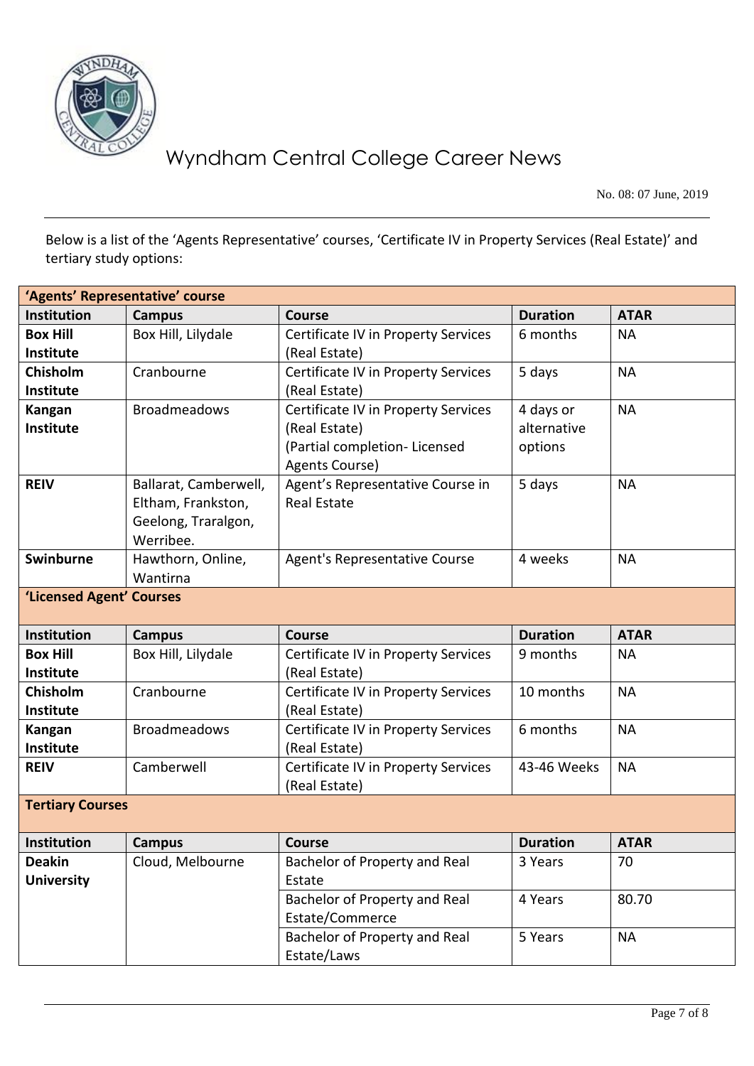Below is a list of the 'Agents Representative' courses, 'Certificate IV in Property Services (Real Estate)' and tertiary study options:

| 'Agents' Representative' course | | | | |
|---|---|---|---|---|
| **Institution** | **Campus** | **Course** | **Duration** | **ATAR** |
| **Box Hill Institute** | Box Hill, Lilydale | Certificate IV in Property Services (Real Estate) | 6 months | NA |
| **Chisholm Institute** | Cranbourne | Certificate IV in Property Services (Real Estate) | 5 days | NA |
| **Kangan Institute** | Broadmeadows | Certificate IV in Property Services (Real Estate) (Partial completion- Licensed Agents Course) | 4 days or alternative options | NA |
| **REIV** | Ballarat, Camberwell, Eltham, Frankston, Geelong, Traralgon, Werribee. | Agent's Representative Course in Real Estate | 5 days | NA |
| **Swinburne** | Hawthorn, Online, Wantirna | Agent's Representative Course | 4 weeks | NA |
| **'Licensed Agent' Courses** | | | | |
| **Institution** | **Campus** | **Course** | **Duration** | **ATAR** |
| **Box Hill Institute** | Box Hill, Lilydale | Certificate IV in Property Services (Real Estate) | 9 months | NA |
| **Chisholm Institute** | Cranbourne | Certificate IV in Property Services (Real Estate) | 10 months | NA |
| **Kangan Institute** | Broadmeadows | Certificate IV in Property Services (Real Estate) | 6 months | NA |
| **REIV** | Camberwell | Certificate IV in Property Services (Real Estate) | 43-46 Weeks | NA |
| **Tertiary Courses** | | | | |
| **Institution** | **Campus** | **Course** | **Duration** | **ATAR** |
| **Deakin University** | Cloud, Melbourne | Bachelor of Property and Real Estate | 3 Years | 70 |
| | | Bachelor of Property and Real Estate/Commerce | 4 Years | 80.70 |
| | | Bachelor of Property and Real Estate/Laws | 5 Years | NA |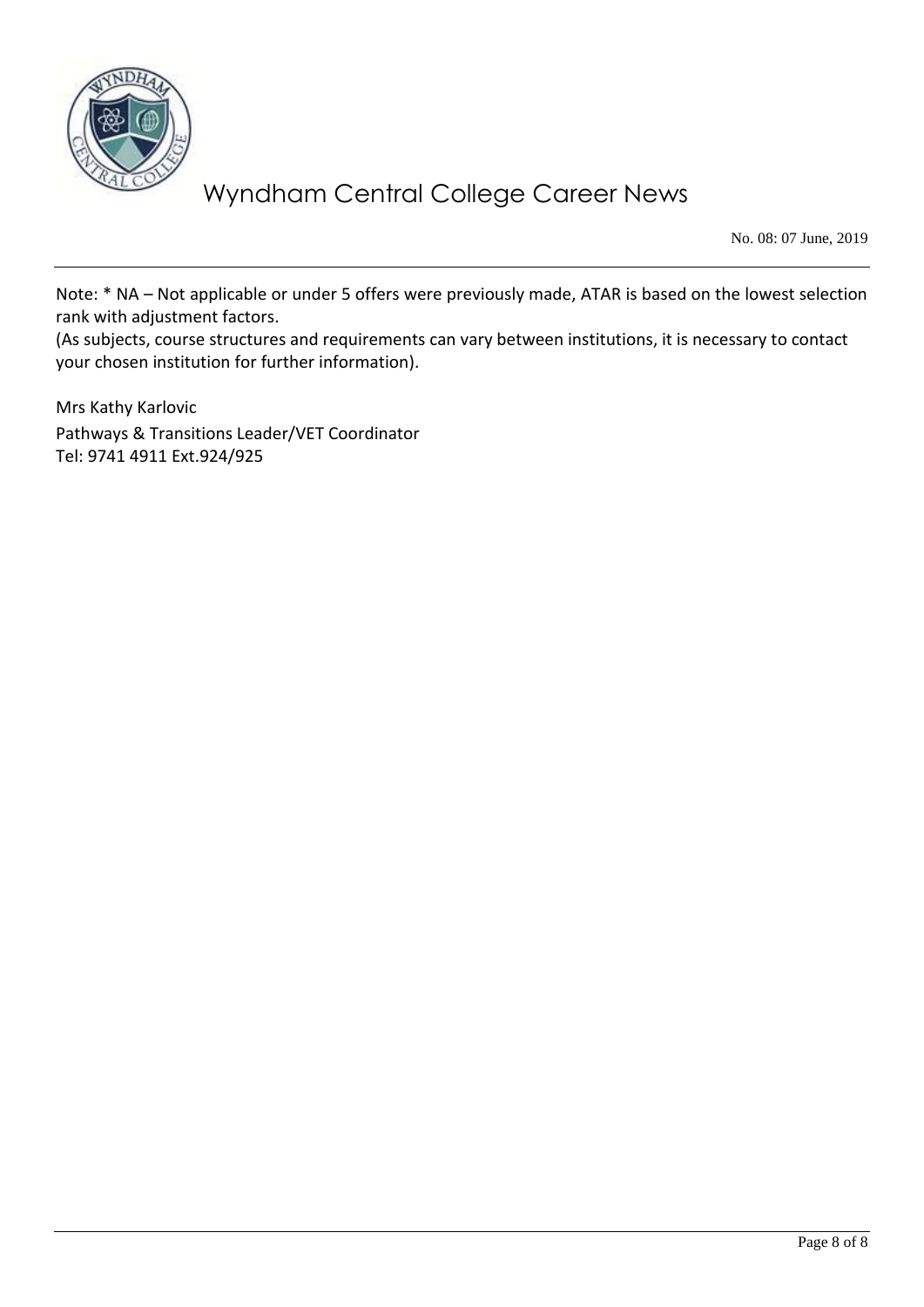Note: * NA – Not applicable or under 5 offers were previously made, ATAR is based on the lowest selection rank with adjustment factors.
(As subjects, course structures and requirements can vary between institutions, it is necessary to contact your chosen institution for further information).

Mrs Kathy Karlovic
Pathways & Transitions Leader/VET Coordinator
Tel: 9741 4911 Ext.924/925